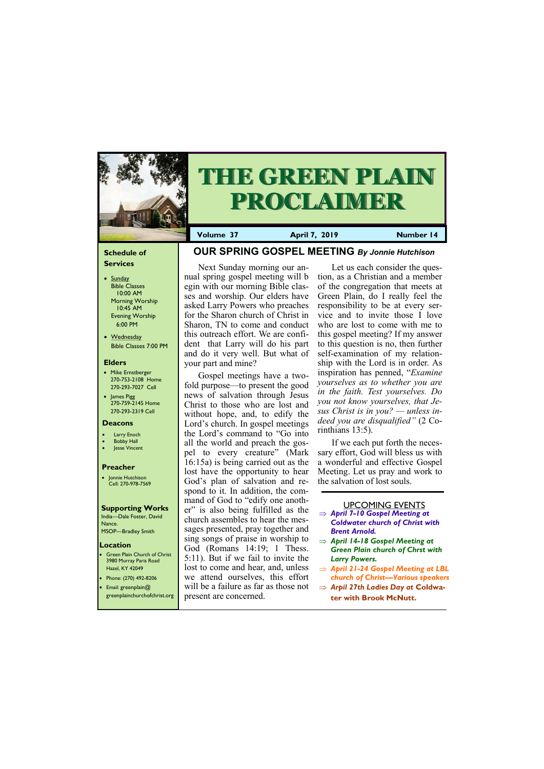# THE GREEN PLAIN PROCLAIMER

**Volume 37** | **April 7, 2019** | **Number 14**

### Schedule of Services

- Sunday
  Bible Classes 10:00 AM
  Morning Worship 10:45 AM
  Evening Worship 6:00 PM
- Wednesday
  Bible Classes 7:00 PM

### Elders

- Mike Ernstberger
  270-753-2108 Home
  270-293-7027 Cell
- James Pigg
  270-759-2145 Home
  270-293-2319 Cell

### Deacons

- Larry Enoch
- Bobby Hall
- Jesse Vincent

### Preacher

- Jonnie Hutchison
  Cell: 270-978-7569

### Supporting Works

India—Dale Foster, David Nance.
MSOP—Bradley Smith

### Location

- Green Plain Church of Christ
  3980 Murray Paris Road
  Hazel, KY 42049
- Phone: (270) 492-8206
- Email: greenplain@greenplainchurchofchrist.org

## OUR SPRING GOSPEL MEETING *By Jonnie Hutchison*

Next Sunday morning our annual spring gospel meeting will begin with our morning Bible classes and worship. Our elders have asked Larry Powers who preaches for the Sharon church of Christ in Sharon, TN to come and conduct this outreach effort. We are confident that Larry will do his part and do it very well. But what of your part and mine?

Gospel meetings have a two-fold purpose—to present the good news of salvation through Jesus Christ to those who are lost and without hope, and, to edify the Lord's church. In gospel meetings the Lord's command to "Go into all the world and preach the gospel to every creature" (Mark 16:15a) is being carried out as the lost have the opportunity to hear God's plan of salvation and respond to it. In addition, the command of God to "edify one another" is also being fulfilled as the church assembles to hear the messages presented, pray together and sing songs of praise in worship to God (Romans 14:19; 1 Thess. 5:11). But if we fail to invite the lost to come and hear, and, unless we attend ourselves, this effort will be a failure as far as those not present are concerned.

Let us each consider the question, as a Christian and a member of the congregation that meets at Green Plain, do I really feel the responsibility to be at every service and to invite those I love who are lost to come with me to this gospel meeting? If my answer to this question is no, then further self-examination of my relationship with the Lord is in order. As inspiration has penned, "*Examine yourselves as to whether you are in the faith. Test yourselves. Do you not know yourselves, that Jesus Christ is in you? — unless indeed you are disqualified"* (2 Corinthians 13:5).

If we each put forth the necessary effort, God will bless us with a wonderful and effective Gospel Meeting. Let us pray and work to the salvation of lost souls.

### UPCOMING EVENTS

- ⇒ ***April 7-10 Gospel Meeting at Coldwater church of Christ with Brent Arnold.***
- ⇒ ***April 14-18 Gospel Meeting at Green Plain church of Chrst with Larry Powers.***
- ⇒ ***April 21-24 Gospel Meeting at LBL church of Christ—Various speakers***
- ⇒ ***Arpil 27th Ladies Day at* Coldwater with Brook McNutt.**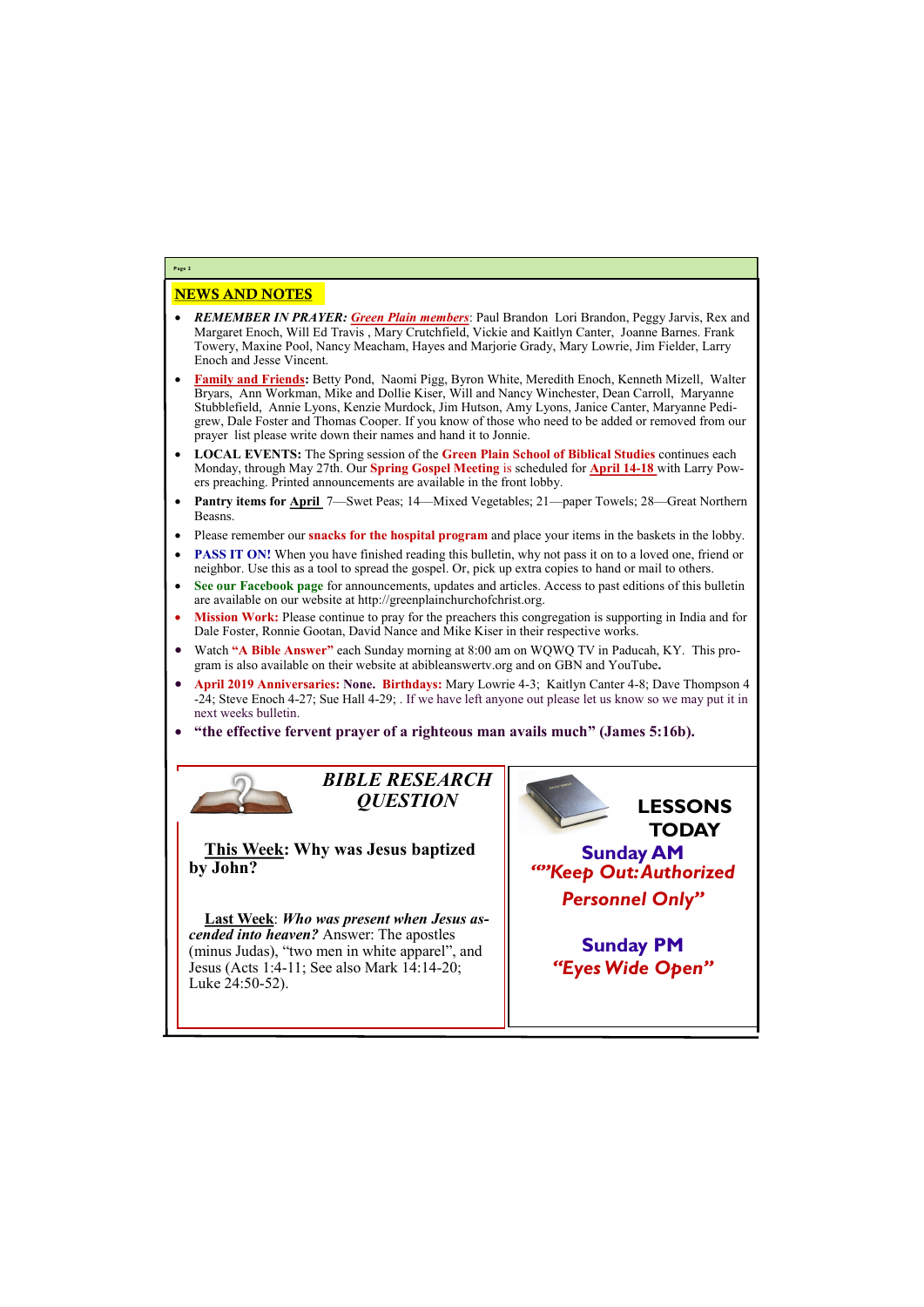## NEWS AND NOTES

- ***REMEMBER IN PRAYER:*** ***Green Plain members***: Paul Brandon Lori Brandon, Peggy Jarvis, Rex and Margaret Enoch, Will Ed Travis , Mary Crutchfield, Vickie and Kaitlyn Canter, Joanne Barnes. Frank Towery, Maxine Pool, Nancy Meacham, Hayes and Marjorie Grady, Mary Lowrie, Jim Fielder, Larry Enoch and Jesse Vincent.
- **Family and Friends:** Betty Pond, Naomi Pigg, Byron White, Meredith Enoch, Kenneth Mizell, Walter Bryars, Ann Workman, Mike and Dollie Kiser, Will and Nancy Winchester, Dean Carroll, Maryanne Stubblefield, Annie Lyons, Kenzie Murdock, Jim Hutson, Amy Lyons, Janice Canter, Maryanne Pedigrew, Dale Foster and Thomas Cooper. If you know of those who need to be added or removed from our prayer list please write down their names and hand it to Jonnie.
- **LOCAL EVENTS:** The Spring session of the **Green Plain School of Biblical Studies** continues each Monday, through May 27th. Our **Spring Gospel Meeting** is scheduled for **April 14-18** with Larry Powers preaching. Printed announcements are available in the front lobby.
- **Pantry items for April** 7—Swet Peas; 14—Mixed Vegetables; 21—paper Towels; 28—Great Northern Beasns.
- Please remember our **snacks for the hospital program** and place your items in the baskets in the lobby.
- **PASS IT ON!** When you have finished reading this bulletin, why not pass it on to a loved one, friend or neighbor. Use this as a tool to spread the gospel. Or, pick up extra copies to hand or mail to others.
- **See our Facebook page** for announcements, updates and articles. Access to past editions of this bulletin are available on our website at http://greenplainchurchofchrist.org.
- **Mission Work:** Please continue to pray for the preachers this congregation is supporting in India and for Dale Foster, Ronnie Gootan, David Nance and Mike Kiser in their respective works.
- Watch **"A Bible Answer"** each Sunday morning at 8:00 am on WQWQ TV in Paducah, KY. This program is also available on their website at abibleanswertv.org and on GBN and YouTube**.**
- **April 2019 Anniversaries: None. Birthdays:** Mary Lowrie 4-3; Kaitlyn Canter 4-8; Dave Thompson 4-24; Steve Enoch 4-27; Sue Hall 4-29; . If we have left anyone out please let us know so we may put it in next weeks bulletin.
- **"the effective fervent prayer of a righteous man avails much" (James 5:16b).**

## *BIBLE RESEARCH QUESTION*

**This Week: Why was Jesus baptized by John?**

Last Week: ***Who was present when Jesus ascended into heaven?*** Answer: The apostles (minus Judas), "two men in white apparel", and Jesus (Acts 1:4-11; See also Mark 14:14-20; Luke 24:50-52).

## LESSONS TODAY

**Sunday AM**

***""Keep Out: Authorized Personnel Only"***

**Sunday PM**

***"Eyes Wide Open"***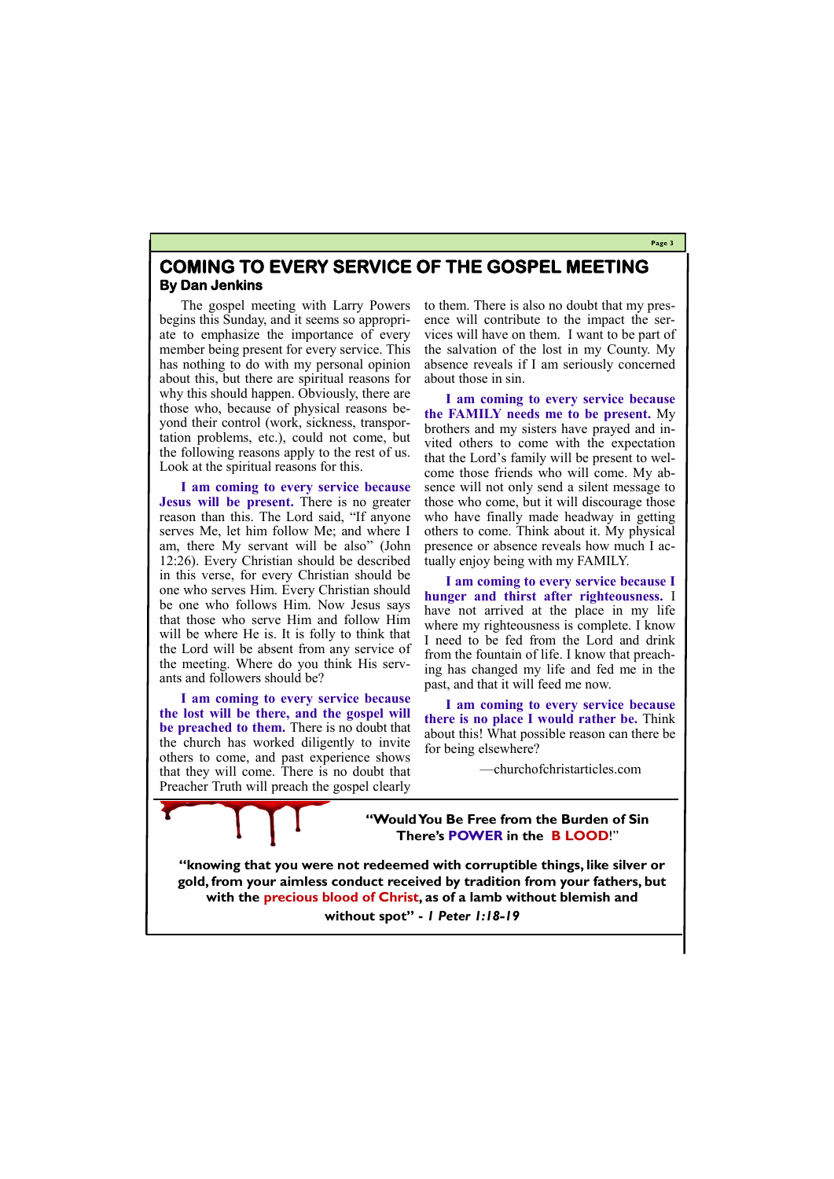# COMING TO EVERY SERVICE OF THE GOSPEL MEETING

**By Dan Jenkins**

The gospel meeting with Larry Powers begins this Sunday, and it seems so appropriate to emphasize the importance of every member being present for every service. This has nothing to do with my personal opinion about this, but there are spiritual reasons for why this should happen. Obviously, there are those who, because of physical reasons beyond their control (work, sickness, transportation problems, etc.), could not come, but the following reasons apply to the rest of us. Look at the spiritual reasons for this.

**I am coming to every service because Jesus will be present.** There is no greater reason than this. The Lord said, "If anyone serves Me, let him follow Me; and where I am, there My servant will be also" (John 12:26). Every Christian should be described in this verse, for every Christian should be one who serves Him. Every Christian should be one who follows Him. Now Jesus says that those who serve Him and follow Him will be where He is. It is folly to think that the Lord will be absent from any service of the meeting. Where do you think His servants and followers should be?

**I am coming to every service because the lost will be there, and the gospel will be preached to them.** There is no doubt that the church has worked diligently to invite others to come, and past experience shows that they will come. There is no doubt that Preacher Truth will preach the gospel clearly to them. There is also no doubt that my presence will contribute to the impact the services will have on them. I want to be part of the salvation of the lost in my County. My absence reveals if I am seriously concerned about those in sin.

**I am coming to every service because the FAMILY needs me to be present.** My brothers and my sisters have prayed and invited others to come with the expectation that the Lord's family will be present to welcome those friends who will come. My absence will not only send a silent message to those who come, but it will discourage those who have finally made headway in getting others to come. Think about it. My physical presence or absence reveals how much I actually enjoy being with my FAMILY.

**I am coming to every service because I hunger and thirst after righteousness.** I have not arrived at the place in my life where my righteousness is complete. I know I need to be fed from the Lord and drink from the fountain of life. I know that preaching has changed my life and fed me in the past, and that it will feed me now.

**I am coming to every service because there is no place I would rather be.** Think about this! What possible reason can there be for being elsewhere?

—churchofchristarticles.com

**"Would You Be Free from the Burden of Sin There's POWER in the B LOOD!"**

**"knowing that you were not redeemed with corruptible things, like silver or gold, from your aimless conduct received by tradition from your fathers, but with the precious blood of Christ, as of a lamb without blemish and without spot" - *I Peter 1:18-19***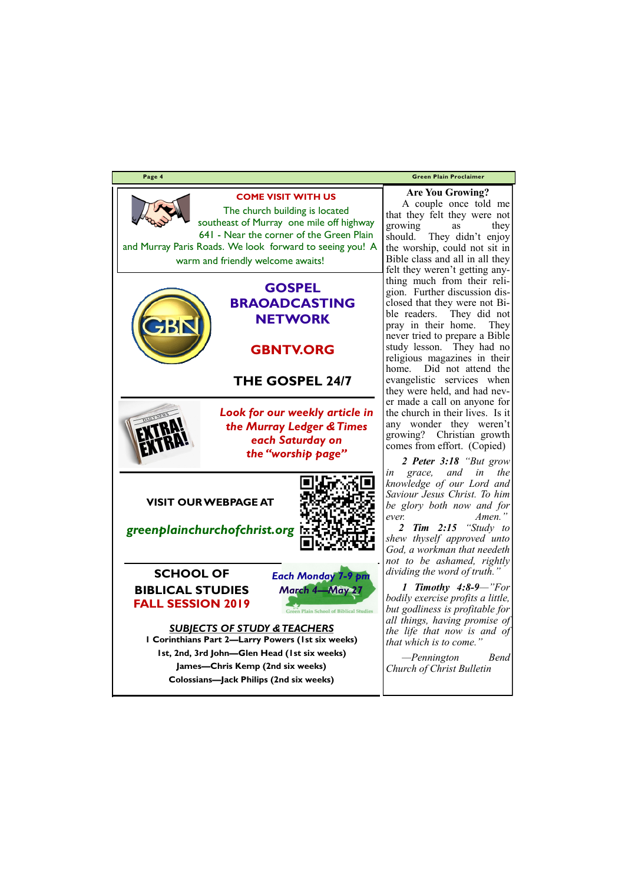## COME VISIT WITH US

The church building is located southeast of Murray one mile off highway 641 - Near the corner of the Green Plain and Murray Paris Roads. We look forward to seeing you! A warm and friendly welcome awaits!

## GOSPEL BRAOADCASTING NETWORK

**GBNTV.ORG**

**THE GOSPEL 24/7**

EXTRA! EXTRA!

*Look for our weekly article in the Murray Ledger & Times each Saturday on the "worship page"*

**VISIT OUR WEBPAGE AT**

*greenplainchurchofchrist.org*

## SCHOOL OF BIBLICAL STUDIES FALL SESSION 2019

*Each Monday 7-9 pm*
*March 4—May 27*

Green Plain School of Biblical Studies

### *SUBJECTS OF STUDY & TEACHERS*

**I Corinthians Part 2—Larry Powers (1st six weeks)**
**1st, 2nd, 3rd John—Glen Head (1st six weeks)**
**James—Chris Kemp (2nd six weeks)**
**Colossians—Jack Philips (2nd six weeks)**

## Are You Growing?

A couple once told me that they felt they were not growing as they should. They didn't enjoy the worship, could not sit in Bible class and all in all they felt they weren't getting anything much from their religion. Further discussion disclosed that they were not Bible readers. They did not pray in their home. They never tried to prepare a Bible study lesson. They had no religious magazines in their home. Did not attend the evangelistic services when they were held, and had never made a call on anyone for the church in their lives. Is it any wonder they weren't growing? Christian growth comes from effort. (Copied)

***2 Peter 3:18*** *"But grow in grace, and in the knowledge of our Lord and Saviour Jesus Christ. To him be glory both now and for ever. Amen."*

***2 Tim 2:15*** *"Study to shew thyself approved unto God, a workman that needeth not to be ashamed, rightly dividing the word of truth."*

***1 Timothy 4:8-9****—"For bodily exercise profits a little, but godliness is profitable for all things, having promise of the life that now is and of that which is to come."*

*—Pennington Bend Church of Christ Bulletin*